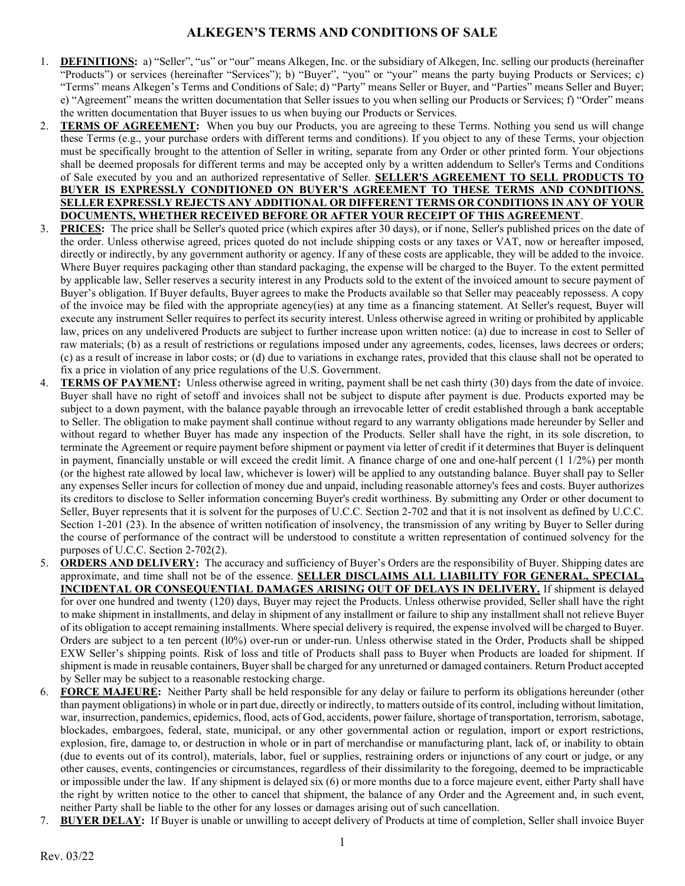# ALKEGEN'S TERMS AND CONDITIONS OF SALE

1. **DEFINITIONS:** a) "Seller", "us" or "our" means Alkegen, Inc. or the subsidiary of Alkegen, Inc. selling our products (hereinafter "Products") or services (hereinafter "Services"); b) "Buyer", "you" or "your" means the party buying Products or Services; c) "Terms" means Alkegen's Terms and Conditions of Sale; d) "Party" means Seller or Buyer, and "Parties" means Seller and Buyer; e) "Agreement" means the written documentation that Seller issues to you when selling our Products or Services; f) "Order" means the written documentation that Buyer issues to us when buying our Products or Services.
2. **TERMS OF AGREEMENT:** When you buy our Products, you are agreeing to these Terms. Nothing you send us will change these Terms (e.g., your purchase orders with different terms and conditions). If you object to any of these Terms, your objection must be specifically brought to the attention of Seller in writing, separate from any Order or other printed form. Your objections shall be deemed proposals for different terms and may be accepted only by a written addendum to Seller's Terms and Conditions of Sale executed by you and an authorized representative of Seller. **SELLER'S AGREEMENT TO SELL PRODUCTS TO BUYER IS EXPRESSLY CONDITIONED ON BUYER'S AGREEMENT TO THESE TERMS AND CONDITIONS. SELLER EXPRESSLY REJECTS ANY ADDITIONAL OR DIFFERENT TERMS OR CONDITIONS IN ANY OF YOUR DOCUMENTS, WHETHER RECEIVED BEFORE OR AFTER YOUR RECEIPT OF THIS AGREEMENT**.
3. **PRICES:** The price shall be Seller's quoted price (which expires after 30 days), or if none, Seller's published prices on the date of the order. Unless otherwise agreed, prices quoted do not include shipping costs or any taxes or VAT, now or hereafter imposed, directly or indirectly, by any government authority or agency. If any of these costs are applicable, they will be added to the invoice. Where Buyer requires packaging other than standard packaging, the expense will be charged to the Buyer. To the extent permitted by applicable law, Seller reserves a security interest in any Products sold to the extent of the invoiced amount to secure payment of Buyer's obligation. If Buyer defaults, Buyer agrees to make the Products available so that Seller may peaceably repossess. A copy of the invoice may be filed with the appropriate agency(ies) at any time as a financing statement. At Seller's request, Buyer will execute any instrument Seller requires to perfect its security interest. Unless otherwise agreed in writing or prohibited by applicable law, prices on any undelivered Products are subject to further increase upon written notice: (a) due to increase in cost to Seller of raw materials; (b) as a result of restrictions or regulations imposed under any agreements, codes, licenses, laws decrees or orders; (c) as a result of increase in labor costs; or (d) due to variations in exchange rates, provided that this clause shall not be operated to fix a price in violation of any price regulations of the U.S. Government.
4. **TERMS OF PAYMENT:** Unless otherwise agreed in writing, payment shall be net cash thirty (30) days from the date of invoice. Buyer shall have no right of setoff and invoices shall not be subject to dispute after payment is due. Products exported may be subject to a down payment, with the balance payable through an irrevocable letter of credit established through a bank acceptable to Seller. The obligation to make payment shall continue without regard to any warranty obligations made hereunder by Seller and without regard to whether Buyer has made any inspection of the Products. Seller shall have the right, in its sole discretion, to terminate the Agreement or require payment before shipment or payment via letter of credit if it determines that Buyer is delinquent in payment, financially unstable or will exceed the credit limit. A finance charge of one and one-half percent (1 1/2%) per month (or the highest rate allowed by local law, whichever is lower) will be applied to any outstanding balance. Buyer shall pay to Seller any expenses Seller incurs for collection of money due and unpaid, including reasonable attorney's fees and costs. Buyer authorizes its creditors to disclose to Seller information concerning Buyer's credit worthiness. By submitting any Order or other document to Seller, Buyer represents that it is solvent for the purposes of U.C.C. Section 2-702 and that it is not insolvent as defined by U.C.C. Section 1-201 (23). In the absence of written notification of insolvency, the transmission of any writing by Buyer to Seller during the course of performance of the contract will be understood to constitute a written representation of continued solvency for the purposes of U.C.C. Section 2-702(2).
5. **ORDERS AND DELIVERY:** The accuracy and sufficiency of Buyer's Orders are the responsibility of Buyer. Shipping dates are approximate, and time shall not be of the essence. **SELLER DISCLAIMS ALL LIABILITY FOR GENERAL, SPECIAL, INCIDENTAL OR CONSEQUENTIAL DAMAGES ARISING OUT OF DELAYS IN DELIVERY.** If shipment is delayed for over one hundred and twenty (120) days, Buyer may reject the Products. Unless otherwise provided, Seller shall have the right to make shipment in installments, and delay in shipment of any installment or failure to ship any installment shall not relieve Buyer of its obligation to accept remaining installments. Where special delivery is required, the expense involved will be charged to Buyer. Orders are subject to a ten percent (l0%) over-run or under-run. Unless otherwise stated in the Order, Products shall be shipped EXW Seller's shipping points. Risk of loss and title of Products shall pass to Buyer when Products are loaded for shipment. If shipment is made in reusable containers, Buyer shall be charged for any unreturned or damaged containers. Return Product accepted by Seller may be subject to a reasonable restocking charge.
6. **FORCE MAJEURE:** Neither Party shall be held responsible for any delay or failure to perform its obligations hereunder (other than payment obligations) in whole or in part due, directly or indirectly, to matters outside of its control, including without limitation, war, insurrection, pandemics, epidemics, flood, acts of God, accidents, power failure, shortage of transportation, terrorism, sabotage, blockades, embargoes, federal, state, municipal, or any other governmental action or regulation, import or export restrictions, explosion, fire, damage to, or destruction in whole or in part of merchandise or manufacturing plant, lack of, or inability to obtain (due to events out of its control), materials, labor, fuel or supplies, restraining orders or injunctions of any court or judge, or any other causes, events, contingencies or circumstances, regardless of their dissimilarity to the foregoing, deemed to be impracticable or impossible under the law. If any shipment is delayed six (6) or more months due to a force majeure event, either Party shall have the right by written notice to the other to cancel that shipment, the balance of any Order and the Agreement and, in such event, neither Party shall be liable to the other for any losses or damages arising out of such cancellation.
7. **BUYER DELAY:** If Buyer is unable or unwilling to accept delivery of Products at time of completion, Seller shall invoice Buyer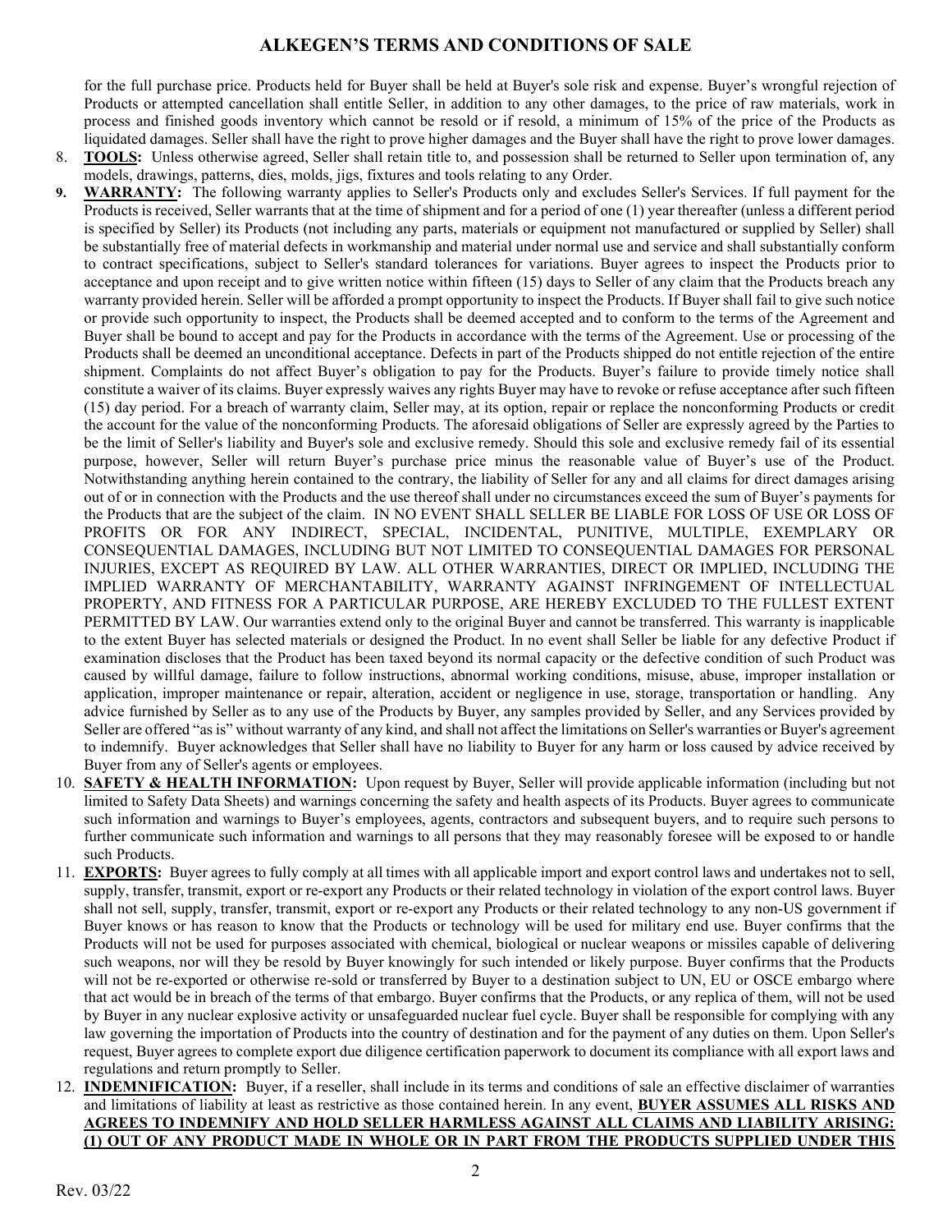# ALKEGEN'S TERMS AND CONDITIONS OF SALE

for the full purchase price. Products held for Buyer shall be held at Buyer's sole risk and expense. Buyer's wrongful rejection of Products or attempted cancellation shall entitle Seller, in addition to any other damages, to the price of raw materials, work in process and finished goods inventory which cannot be resold or if resold, a minimum of 15% of the price of the Products as liquidated damages. Seller shall have the right to prove higher damages and the Buyer shall have the right to prove lower damages.

8. **TOOLS:** Unless otherwise agreed, Seller shall retain title to, and possession shall be returned to Seller upon termination of, any models, drawings, patterns, dies, molds, jigs, fixtures and tools relating to any Order.

9. **WARRANTY:** The following warranty applies to Seller's Products only and excludes Seller's Services. If full payment for the Products is received, Seller warrants that at the time of shipment and for a period of one (1) year thereafter (unless a different period is specified by Seller) its Products (not including any parts, materials or equipment not manufactured or supplied by Seller) shall be substantially free of material defects in workmanship and material under normal use and service and shall substantially conform to contract specifications, subject to Seller's standard tolerances for variations. Buyer agrees to inspect the Products prior to acceptance and upon receipt and to give written notice within fifteen (15) days to Seller of any claim that the Products breach any warranty provided herein. Seller will be afforded a prompt opportunity to inspect the Products. If Buyer shall fail to give such notice or provide such opportunity to inspect, the Products shall be deemed accepted and to conform to the terms of the Agreement and Buyer shall be bound to accept and pay for the Products in accordance with the terms of the Agreement. Use or processing of the Products shall be deemed an unconditional acceptance. Defects in part of the Products shipped do not entitle rejection of the entire shipment. Complaints do not affect Buyer's obligation to pay for the Products. Buyer's failure to provide timely notice shall constitute a waiver of its claims. Buyer expressly waives any rights Buyer may have to revoke or refuse acceptance after such fifteen (15) day period. For a breach of warranty claim, Seller may, at its option, repair or replace the nonconforming Products or credit the account for the value of the nonconforming Products. The aforesaid obligations of Seller are expressly agreed by the Parties to be the limit of Seller's liability and Buyer's sole and exclusive remedy. Should this sole and exclusive remedy fail of its essential purpose, however, Seller will return Buyer's purchase price minus the reasonable value of Buyer's use of the Product. Notwithstanding anything herein contained to the contrary, the liability of Seller for any and all claims for direct damages arising out of or in connection with the Products and the use thereof shall under no circumstances exceed the sum of Buyer's payments for the Products that are the subject of the claim. IN NO EVENT SHALL SELLER BE LIABLE FOR LOSS OF USE OR LOSS OF PROFITS OR FOR ANY INDIRECT, SPECIAL, INCIDENTAL, PUNITIVE, MULTIPLE, EXEMPLARY OR CONSEQUENTIAL DAMAGES, INCLUDING BUT NOT LIMITED TO CONSEQUENTIAL DAMAGES FOR PERSONAL INJURIES, EXCEPT AS REQUIRED BY LAW. ALL OTHER WARRANTIES, DIRECT OR IMPLIED, INCLUDING THE IMPLIED WARRANTY OF MERCHANTABILITY, WARRANTY AGAINST INFRINGEMENT OF INTELLECTUAL PROPERTY, AND FITNESS FOR A PARTICULAR PURPOSE, ARE HEREBY EXCLUDED TO THE FULLEST EXTENT PERMITTED BY LAW. Our warranties extend only to the original Buyer and cannot be transferred. This warranty is inapplicable to the extent Buyer has selected materials or designed the Product. In no event shall Seller be liable for any defective Product if examination discloses that the Product has been taxed beyond its normal capacity or the defective condition of such Product was caused by willful damage, failure to follow instructions, abnormal working conditions, misuse, abuse, improper installation or application, improper maintenance or repair, alteration, accident or negligence in use, storage, transportation or handling. Any advice furnished by Seller as to any use of the Products by Buyer, any samples provided by Seller, and any Services provided by Seller are offered "as is" without warranty of any kind, and shall not affect the limitations on Seller's warranties or Buyer's agreement to indemnify. Buyer acknowledges that Seller shall have no liability to Buyer for any harm or loss caused by advice received by Buyer from any of Seller's agents or employees.

10. **SAFETY & HEALTH INFORMATION:** Upon request by Buyer, Seller will provide applicable information (including but not limited to Safety Data Sheets) and warnings concerning the safety and health aspects of its Products. Buyer agrees to communicate such information and warnings to Buyer's employees, agents, contractors and subsequent buyers, and to require such persons to further communicate such information and warnings to all persons that they may reasonably foresee will be exposed to or handle such Products.

11. **EXPORTS:** Buyer agrees to fully comply at all times with all applicable import and export control laws and undertakes not to sell, supply, transfer, transmit, export or re-export any Products or their related technology in violation of the export control laws. Buyer shall not sell, supply, transfer, transmit, export or re-export any Products or their related technology to any non-US government if Buyer knows or has reason to know that the Products or technology will be used for military end use. Buyer confirms that the Products will not be used for purposes associated with chemical, biological or nuclear weapons or missiles capable of delivering such weapons, nor will they be resold by Buyer knowingly for such intended or likely purpose. Buyer confirms that the Products will not be re-exported or otherwise re-sold or transferred by Buyer to a destination subject to UN, EU or OSCE embargo where that act would be in breach of the terms of that embargo. Buyer confirms that the Products, or any replica of them, will not be used by Buyer in any nuclear explosive activity or unsafeguarded nuclear fuel cycle. Buyer shall be responsible for complying with any law governing the importation of Products into the country of destination and for the payment of any duties on them. Upon Seller's request, Buyer agrees to complete export due diligence certification paperwork to document its compliance with all export laws and regulations and return promptly to Seller.

12. **INDEMNIFICATION:** Buyer, if a reseller, shall include in its terms and conditions of sale an effective disclaimer of warranties and limitations of liability at least as restrictive as those contained herein. In any event, **BUYER ASSUMES ALL RISKS AND AGREES TO INDEMNIFY AND HOLD SELLER HARMLESS AGAINST ALL CLAIMS AND LIABILITY ARISING: (1) OUT OF ANY PRODUCT MADE IN WHOLE OR IN PART FROM THE PRODUCTS SUPPLIED UNDER THIS**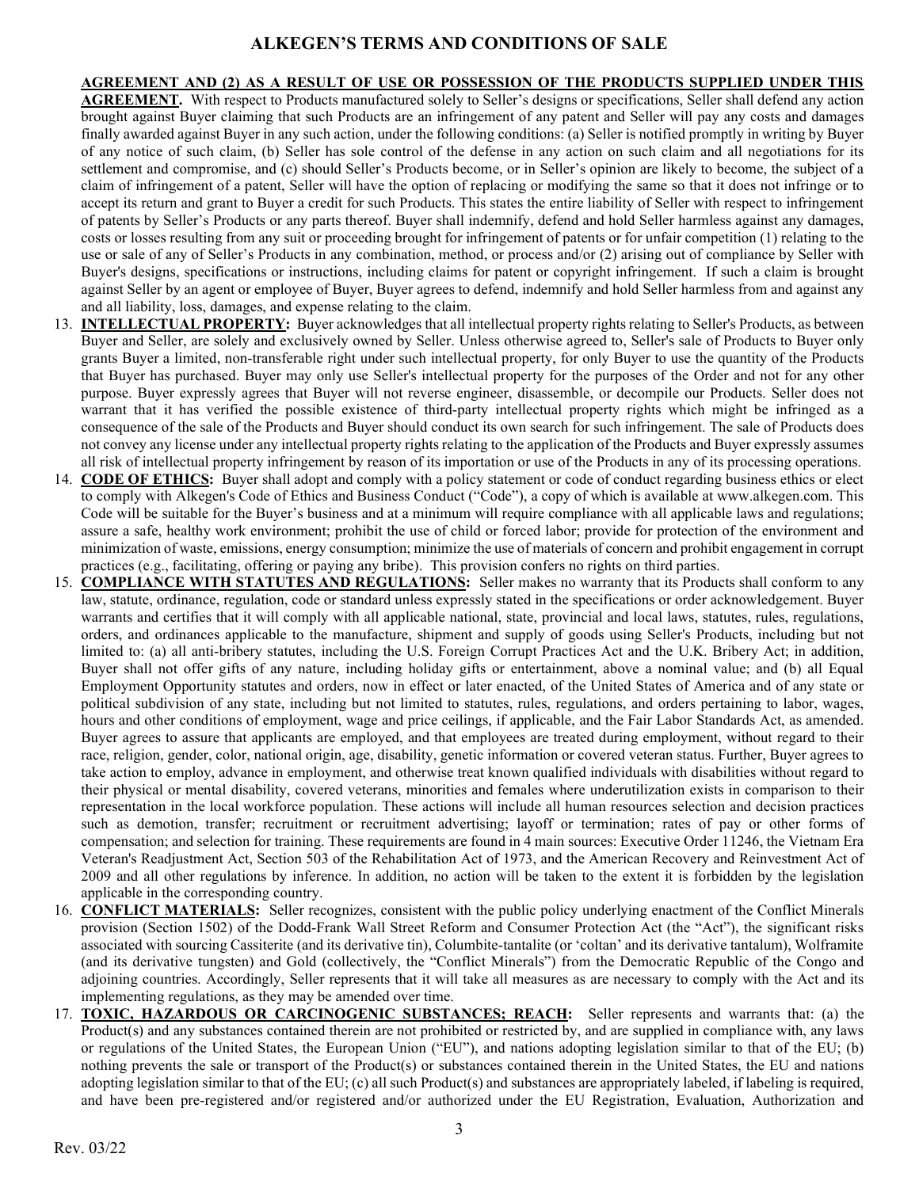**AGREEMENT AND (2) AS A RESULT OF USE OR POSSESSION OF THE PRODUCTS SUPPLIED UNDER THIS AGREEMENT.** With respect to Products manufactured solely to Seller's designs or specifications, Seller shall defend any action brought against Buyer claiming that such Products are an infringement of any patent and Seller will pay any costs and damages finally awarded against Buyer in any such action, under the following conditions: (a) Seller is notified promptly in writing by Buyer of any notice of such claim, (b) Seller has sole control of the defense in any action on such claim and all negotiations for its settlement and compromise, and (c) should Seller's Products become, or in Seller's opinion are likely to become, the subject of a claim of infringement of a patent, Seller will have the option of replacing or modifying the same so that it does not infringe or to accept its return and grant to Buyer a credit for such Products. This states the entire liability of Seller with respect to infringement of patents by Seller's Products or any parts thereof. Buyer shall indemnify, defend and hold Seller harmless against any damages, costs or losses resulting from any suit or proceeding brought for infringement of patents or for unfair competition (1) relating to the use or sale of any of Seller's Products in any combination, method, or process and/or (2) arising out of compliance by Seller with Buyer's designs, specifications or instructions, including claims for patent or copyright infringement. If such a claim is brought against Seller by an agent or employee of Buyer, Buyer agrees to defend, indemnify and hold Seller harmless from and against any and all liability, loss, damages, and expense relating to the claim.

13. **INTELLECTUAL PROPERTY:** Buyer acknowledges that all intellectual property rights relating to Seller's Products, as between Buyer and Seller, are solely and exclusively owned by Seller. Unless otherwise agreed to, Seller's sale of Products to Buyer only grants Buyer a limited, non-transferable right under such intellectual property, for only Buyer to use the quantity of the Products that Buyer has purchased. Buyer may only use Seller's intellectual property for the purposes of the Order and not for any other purpose. Buyer expressly agrees that Buyer will not reverse engineer, disassemble, or decompile our Products. Seller does not warrant that it has verified the possible existence of third-party intellectual property rights which might be infringed as a consequence of the sale of the Products and Buyer should conduct its own search for such infringement. The sale of Products does not convey any license under any intellectual property rights relating to the application of the Products and Buyer expressly assumes all risk of intellectual property infringement by reason of its importation or use of the Products in any of its processing operations.
14. **CODE OF ETHICS:** Buyer shall adopt and comply with a policy statement or code of conduct regarding business ethics or elect to comply with Alkegen's Code of Ethics and Business Conduct ("Code"), a copy of which is available at www.alkegen.com. This Code will be suitable for the Buyer's business and at a minimum will require compliance with all applicable laws and regulations; assure a safe, healthy work environment; prohibit the use of child or forced labor; provide for protection of the environment and minimization of waste, emissions, energy consumption; minimize the use of materials of concern and prohibit engagement in corrupt practices (e.g., facilitating, offering or paying any bribe). This provision confers no rights on third parties.
15. **COMPLIANCE WITH STATUTES AND REGULATIONS:** Seller makes no warranty that its Products shall conform to any law, statute, ordinance, regulation, code or standard unless expressly stated in the specifications or order acknowledgement. Buyer warrants and certifies that it will comply with all applicable national, state, provincial and local laws, statutes, rules, regulations, orders, and ordinances applicable to the manufacture, shipment and supply of goods using Seller's Products, including but not limited to: (a) all anti-bribery statutes, including the U.S. Foreign Corrupt Practices Act and the U.K. Bribery Act; in addition, Buyer shall not offer gifts of any nature, including holiday gifts or entertainment, above a nominal value; and (b) all Equal Employment Opportunity statutes and orders, now in effect or later enacted, of the United States of America and of any state or political subdivision of any state, including but not limited to statutes, rules, regulations, and orders pertaining to labor, wages, hours and other conditions of employment, wage and price ceilings, if applicable, and the Fair Labor Standards Act, as amended. Buyer agrees to assure that applicants are employed, and that employees are treated during employment, without regard to their race, religion, gender, color, national origin, age, disability, genetic information or covered veteran status. Further, Buyer agrees to take action to employ, advance in employment, and otherwise treat known qualified individuals with disabilities without regard to their physical or mental disability, covered veterans, minorities and females where underutilization exists in comparison to their representation in the local workforce population. These actions will include all human resources selection and decision practices such as demotion, transfer; recruitment or recruitment advertising; layoff or termination; rates of pay or other forms of compensation; and selection for training. These requirements are found in 4 main sources: Executive Order 11246, the Vietnam Era Veteran's Readjustment Act, Section 503 of the Rehabilitation Act of 1973, and the American Recovery and Reinvestment Act of 2009 and all other regulations by inference. In addition, no action will be taken to the extent it is forbidden by the legislation applicable in the corresponding country.
16. **CONFLICT MATERIALS:** Seller recognizes, consistent with the public policy underlying enactment of the Conflict Minerals provision (Section 1502) of the Dodd-Frank Wall Street Reform and Consumer Protection Act (the "Act"), the significant risks associated with sourcing Cassiterite (and its derivative tin), Columbite-tantalite (or 'coltan' and its derivative tantalum), Wolframite (and its derivative tungsten) and Gold (collectively, the "Conflict Minerals") from the Democratic Republic of the Congo and adjoining countries. Accordingly, Seller represents that it will take all measures as are necessary to comply with the Act and its implementing regulations, as they may be amended over time.
17. **TOXIC, HAZARDOUS OR CARCINOGENIC SUBSTANCES; REACH:** Seller represents and warrants that: (a) the Product(s) and any substances contained therein are not prohibited or restricted by, and are supplied in compliance with, any laws or regulations of the United States, the European Union ("EU"), and nations adopting legislation similar to that of the EU; (b) nothing prevents the sale or transport of the Product(s) or substances contained therein in the United States, the EU and nations adopting legislation similar to that of the EU; (c) all such Product(s) and substances are appropriately labeled, if labeling is required, and have been pre-registered and/or registered and/or authorized under the EU Registration, Evaluation, Authorization and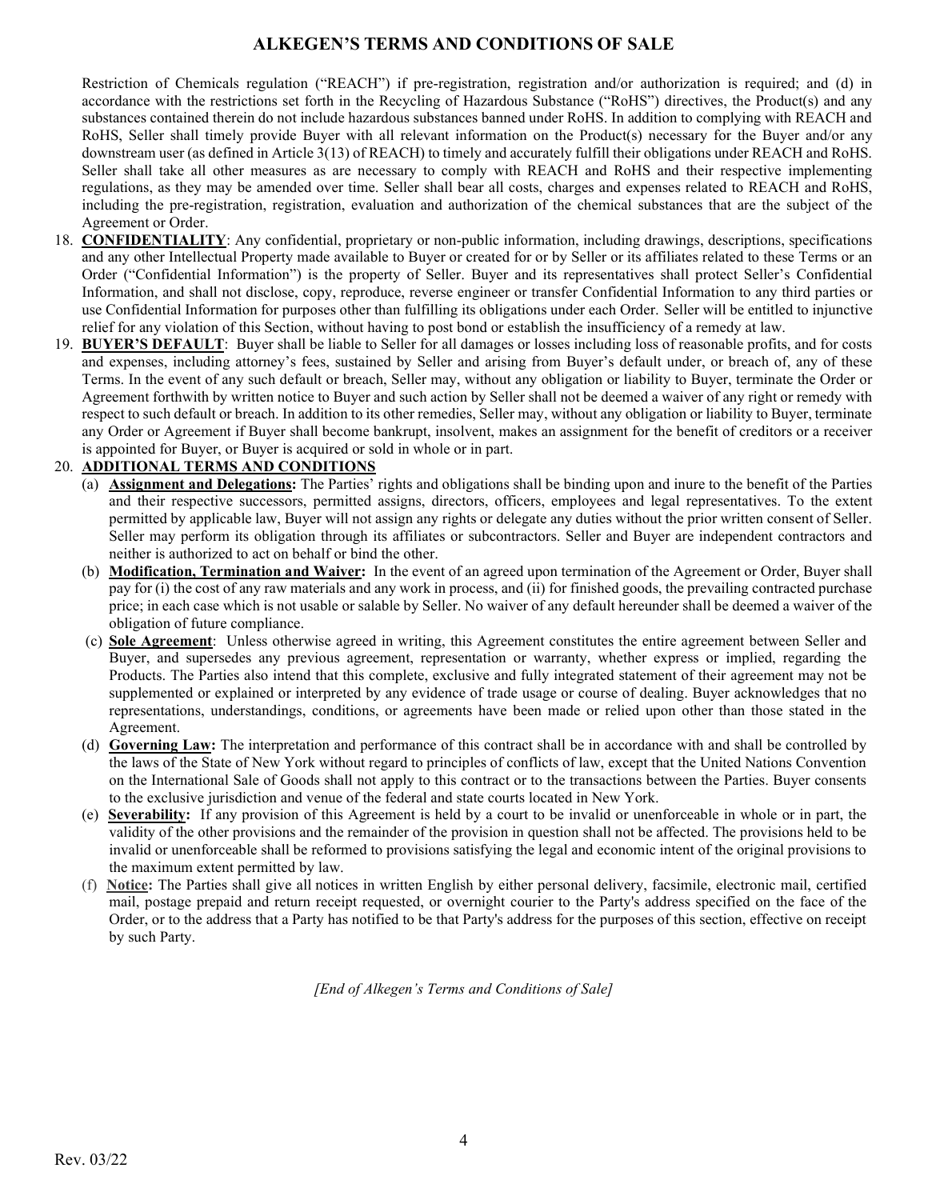Restriction of Chemicals regulation ("REACH") if pre-registration, registration and/or authorization is required; and (d) in accordance with the restrictions set forth in the Recycling of Hazardous Substance ("RoHS") directives, the Product(s) and any substances contained therein do not include hazardous substances banned under RoHS. In addition to complying with REACH and RoHS, Seller shall timely provide Buyer with all relevant information on the Product(s) necessary for the Buyer and/or any downstream user (as defined in Article 3(13) of REACH) to timely and accurately fulfill their obligations under REACH and RoHS. Seller shall take all other measures as are necessary to comply with REACH and RoHS and their respective implementing regulations, as they may be amended over time. Seller shall bear all costs, charges and expenses related to REACH and RoHS, including the pre-registration, registration, evaluation and authorization of the chemical substances that are the subject of the Agreement or Order.

18. **CONFIDENTIALITY**: Any confidential, proprietary or non-public information, including drawings, descriptions, specifications and any other Intellectual Property made available to Buyer or created for or by Seller or its affiliates related to these Terms or an Order ("Confidential Information") is the property of Seller. Buyer and its representatives shall protect Seller's Confidential Information, and shall not disclose, copy, reproduce, reverse engineer or transfer Confidential Information to any third parties or use Confidential Information for purposes other than fulfilling its obligations under each Order. Seller will be entitled to injunctive relief for any violation of this Section, without having to post bond or establish the insufficiency of a remedy at law.
19. **BUYER'S DEFAULT**: Buyer shall be liable to Seller for all damages or losses including loss of reasonable profits, and for costs and expenses, including attorney's fees, sustained by Seller and arising from Buyer's default under, or breach of, any of these Terms. In the event of any such default or breach, Seller may, without any obligation or liability to Buyer, terminate the Order or Agreement forthwith by written notice to Buyer and such action by Seller shall not be deemed a waiver of any right or remedy with respect to such default or breach. In addition to its other remedies, Seller may, without any obligation or liability to Buyer, terminate any Order or Agreement if Buyer shall become bankrupt, insolvent, makes an assignment for the benefit of creditors or a receiver is appointed for Buyer, or Buyer is acquired or sold in whole or in part.
20. **ADDITIONAL TERMS AND CONDITIONS**
    (a) **Assignment and Delegations:** The Parties' rights and obligations shall be binding upon and inure to the benefit of the Parties and their respective successors, permitted assigns, directors, officers, employees and legal representatives. To the extent permitted by applicable law, Buyer will not assign any rights or delegate any duties without the prior written consent of Seller. Seller may perform its obligation through its affiliates or subcontractors. Seller and Buyer are independent contractors and neither is authorized to act on behalf or bind the other.
    (b) **Modification, Termination and Waiver:** In the event of an agreed upon termination of the Agreement or Order, Buyer shall pay for (i) the cost of any raw materials and any work in process, and (ii) for finished goods, the prevailing contracted purchase price; in each case which is not usable or salable by Seller. No waiver of any default hereunder shall be deemed a waiver of the obligation of future compliance.
    (c) **Sole Agreement**: Unless otherwise agreed in writing, this Agreement constitutes the entire agreement between Seller and Buyer, and supersedes any previous agreement, representation or warranty, whether express or implied, regarding the Products. The Parties also intend that this complete, exclusive and fully integrated statement of their agreement may not be supplemented or explained or interpreted by any evidence of trade usage or course of dealing. Buyer acknowledges that no representations, understandings, conditions, or agreements have been made or relied upon other than those stated in the Agreement.
    (d) **Governing Law:** The interpretation and performance of this contract shall be in accordance with and shall be controlled by the laws of the State of New York without regard to principles of conflicts of law, except that the United Nations Convention on the International Sale of Goods shall not apply to this contract or to the transactions between the Parties. Buyer consents to the exclusive jurisdiction and venue of the federal and state courts located in New York.
    (e) **Severability:** If any provision of this Agreement is held by a court to be invalid or unenforceable in whole or in part, the validity of the other provisions and the remainder of the provision in question shall not be affected. The provisions held to be invalid or unenforceable shall be reformed to provisions satisfying the legal and economic intent of the original provisions to the maximum extent permitted by law.
    (f) **Notice:** The Parties shall give all notices in written English by either personal delivery, facsimile, electronic mail, certified mail, postage prepaid and return receipt requested, or overnight courier to the Party's address specified on the face of the Order, or to the address that a Party has notified to be that Party's address for the purposes of this section, effective on receipt by such Party.

*[End of Alkegen's Terms and Conditions of Sale]*